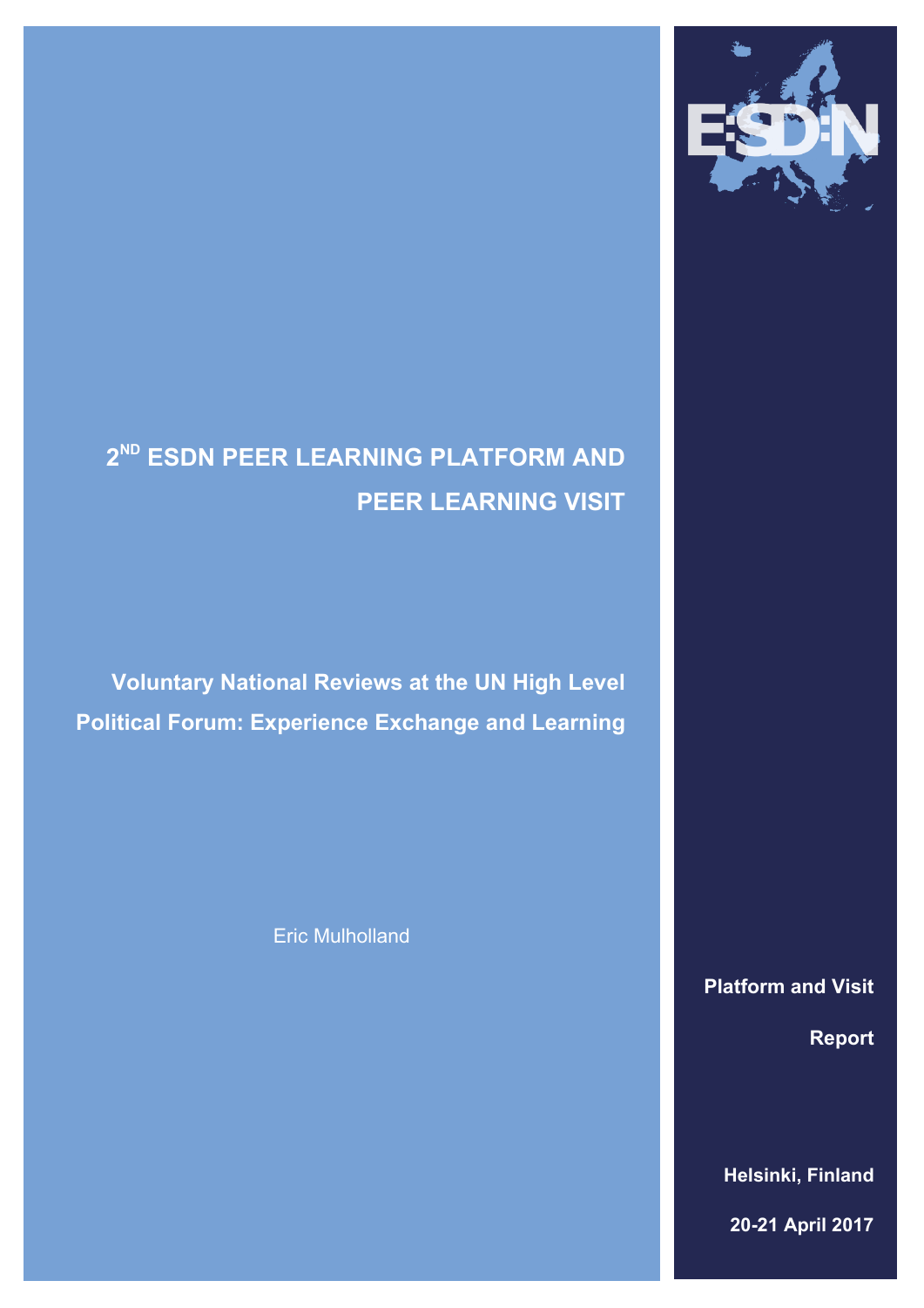# 2[ND] ESDN PEER LEARNING PLATFORM AND PEER LEARNING VISIT

## Voluntary National Reviews at the UN High Level Political Forum: Experience Exchange and Learning

Eric Mulholland

**Platform and Visit Report**

**Helsinki, Finland**

**20-21 April 2017**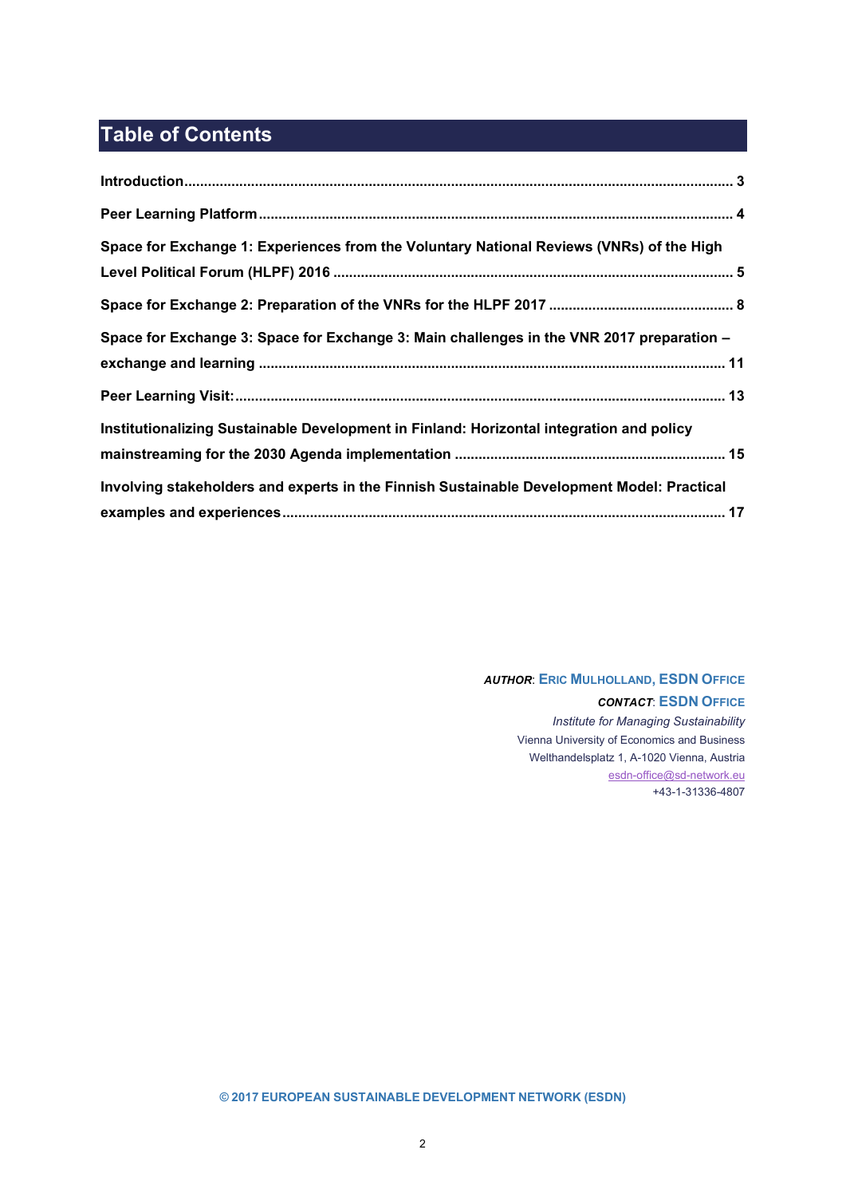# Table of Contents

**Introduction** ........................................................................................................ 3

**Peer Learning Platform** ........................................................................................ 4

**Space for Exchange 1: Experiences from the Voluntary National Reviews (VNRs) of the High Level Political Forum (HLPF) 2016** ........................................................................ 5

**Space for Exchange 2: Preparation of the VNRs for the HLPF 2017** ................................ 8

**Space for Exchange 3: Space for Exchange 3: Main challenges in the VNR 2017 preparation – exchange and learning** ............................................................................................ 11

**Peer Learning Visit:** ............................................................................................... 13

**Institutionalizing Sustainable Development in Finland: Horizontal integration and policy mainstreaming for the 2030 Agenda implementation** .................................................. 15

**Involving stakeholders and experts in the Finnish Sustainable Development Model: Practical examples and experiences** ........................................................................................ 17

***AUTHOR*: ERIC MULHOLLAND, ESDN OFFICE**

***CONTACT*: ESDN OFFICE**

*Institute for Managing Sustainability*

Vienna University of Economics and Business

Welthandelsplatz 1, A-1020 Vienna, Austria

esdn-office@sd-network.eu

+43-1-31336-4807

**© 2017 EUROPEAN SUSTAINABLE DEVELOPMENT NETWORK (ESDN)**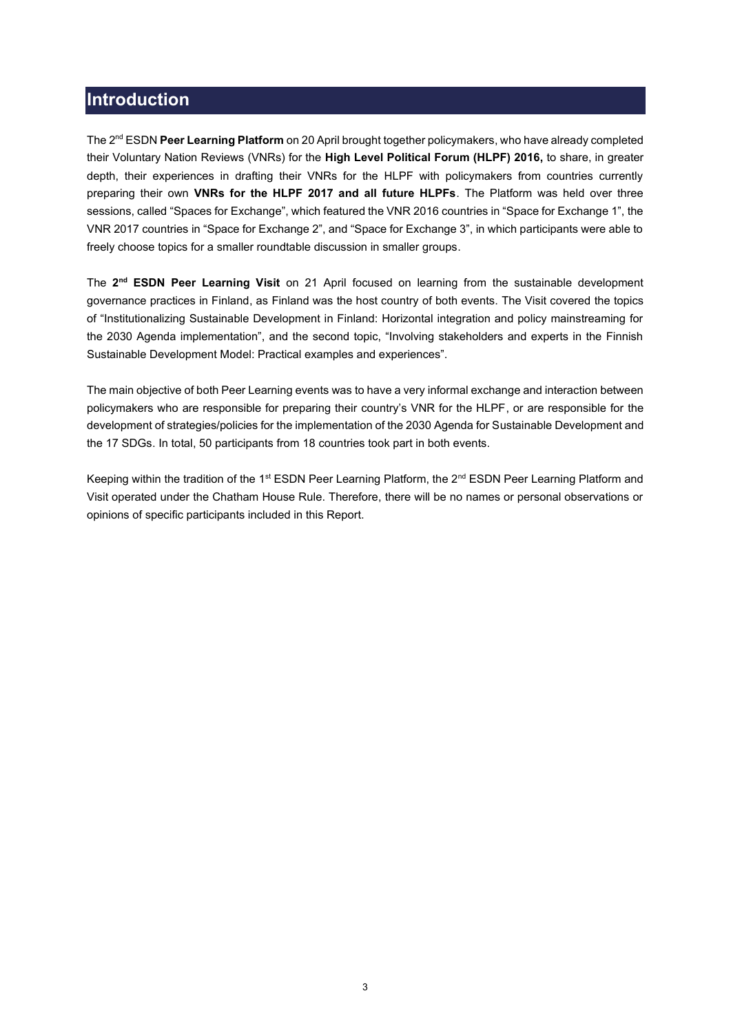# Introduction

The 2nd ESDN **Peer Learning Platform** on 20 April brought together policymakers, who have already completed their Voluntary Nation Reviews (VNRs) for the **High Level Political Forum (HLPF) 2016,** to share, in greater depth, their experiences in drafting their VNRs for the HLPF with policymakers from countries currently preparing their own **VNRs for the HLPF 2017 and all future HLPFs**. The Platform was held over three sessions, called "Spaces for Exchange", which featured the VNR 2016 countries in "Space for Exchange 1", the VNR 2017 countries in "Space for Exchange 2", and "Space for Exchange 3", in which participants were able to freely choose topics for a smaller roundtable discussion in smaller groups.

The **2nd ESDN Peer Learning Visit** on 21 April focused on learning from the sustainable development governance practices in Finland, as Finland was the host country of both events. The Visit covered the topics of "Institutionalizing Sustainable Development in Finland: Horizontal integration and policy mainstreaming for the 2030 Agenda implementation", and the second topic, "Involving stakeholders and experts in the Finnish Sustainable Development Model: Practical examples and experiences".

The main objective of both Peer Learning events was to have a very informal exchange and interaction between policymakers who are responsible for preparing their country's VNR for the HLPF, or are responsible for the development of strategies/policies for the implementation of the 2030 Agenda for Sustainable Development and the 17 SDGs. In total, 50 participants from 18 countries took part in both events.

Keeping within the tradition of the 1st ESDN Peer Learning Platform, the 2nd ESDN Peer Learning Platform and Visit operated under the Chatham House Rule. Therefore, there will be no names or personal observations or opinions of specific participants included in this Report.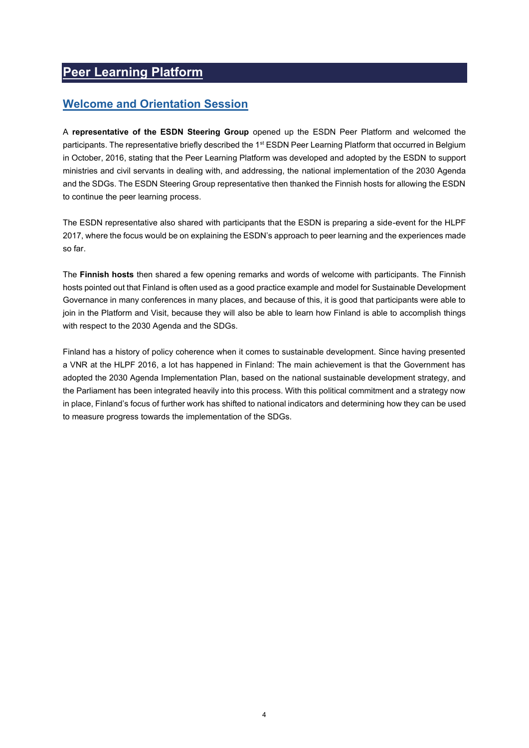# Peer Learning Platform

## Welcome and Orientation Session

A **representative of the ESDN Steering Group** opened up the ESDN Peer Platform and welcomed the participants. The representative briefly described the 1st ESDN Peer Learning Platform that occurred in Belgium in October, 2016, stating that the Peer Learning Platform was developed and adopted by the ESDN to support ministries and civil servants in dealing with, and addressing, the national implementation of the 2030 Agenda and the SDGs. The ESDN Steering Group representative then thanked the Finnish hosts for allowing the ESDN to continue the peer learning process.

The ESDN representative also shared with participants that the ESDN is preparing a side-event for the HLPF 2017, where the focus would be on explaining the ESDN's approach to peer learning and the experiences made so far.

The **Finnish hosts** then shared a few opening remarks and words of welcome with participants. The Finnish hosts pointed out that Finland is often used as a good practice example and model for Sustainable Development Governance in many conferences in many places, and because of this, it is good that participants were able to join in the Platform and Visit, because they will also be able to learn how Finland is able to accomplish things with respect to the 2030 Agenda and the SDGs.

Finland has a history of policy coherence when it comes to sustainable development. Since having presented a VNR at the HLPF 2016, a lot has happened in Finland: The main achievement is that the Government has adopted the 2030 Agenda Implementation Plan, based on the national sustainable development strategy, and the Parliament has been integrated heavily into this process. With this political commitment and a strategy now in place, Finland's focus of further work has shifted to national indicators and determining how they can be used to measure progress towards the implementation of the SDGs.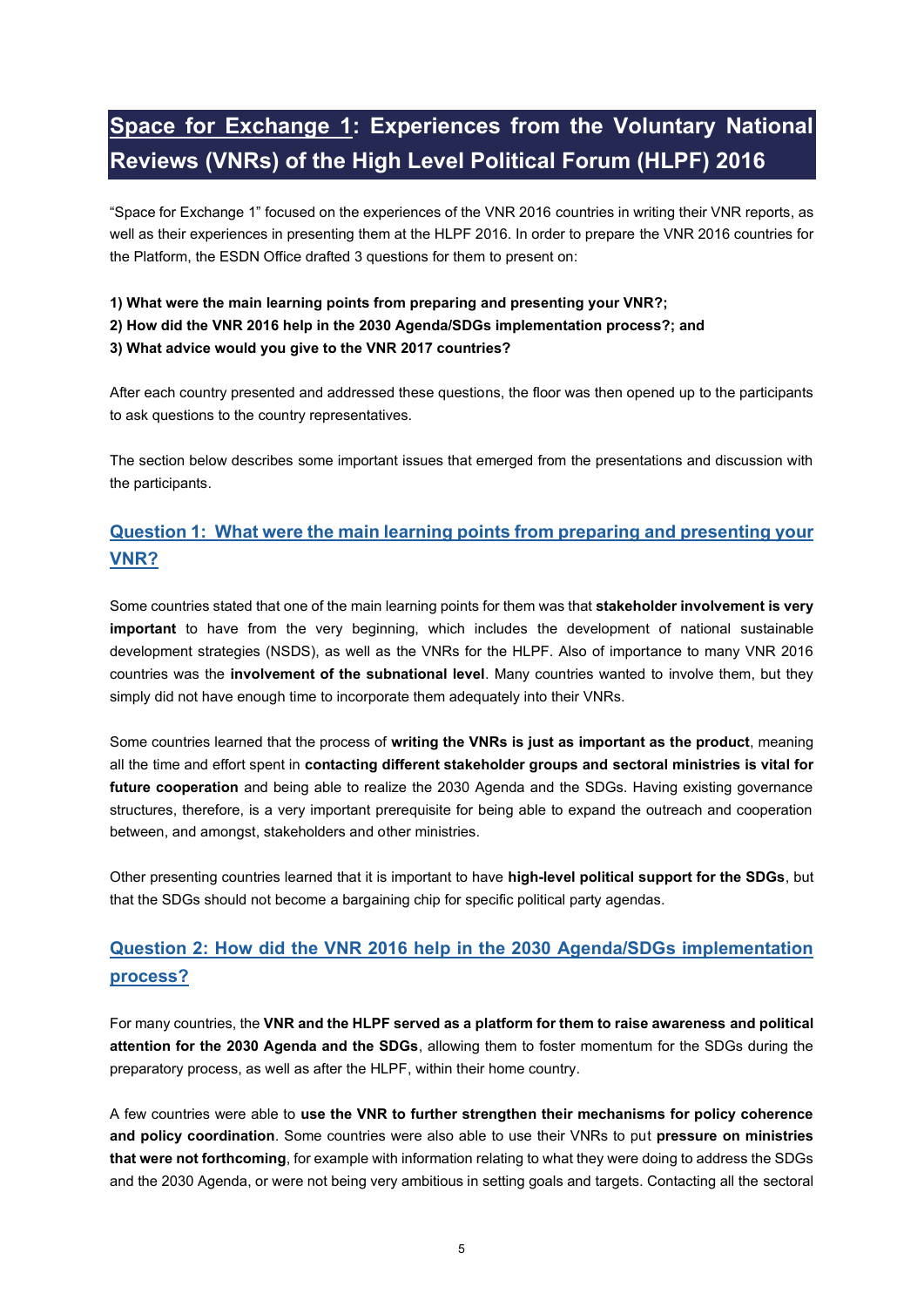# Space for Exchange 1: Experiences from the Voluntary National Reviews (VNRs) of the High Level Political Forum (HLPF) 2016

"Space for Exchange 1" focused on the experiences of the VNR 2016 countries in writing their VNR reports, as well as their experiences in presenting them at the HLPF 2016. In order to prepare the VNR 2016 countries for the Platform, the ESDN Office drafted 3 questions for them to present on:

**1) What were the main learning points from preparing and presenting your VNR?;**
**2) How did the VNR 2016 help in the 2030 Agenda/SDGs implementation process?; and**
**3) What advice would you give to the VNR 2017 countries?**

After each country presented and addressed these questions, the floor was then opened up to the participants to ask questions to the country representatives.

The section below describes some important issues that emerged from the presentations and discussion with the participants.

## Question 1: What were the main learning points from preparing and presenting your VNR?

Some countries stated that one of the main learning points for them was that **stakeholder involvement is very important** to have from the very beginning, which includes the development of national sustainable development strategies (NSDS), as well as the VNRs for the HLPF. Also of importance to many VNR 2016 countries was the **involvement of the subnational level**. Many countries wanted to involve them, but they simply did not have enough time to incorporate them adequately into their VNRs.

Some countries learned that the process of **writing the VNRs is just as important as the product**, meaning all the time and effort spent in **contacting different stakeholder groups and sectoral ministries is vital for future cooperation** and being able to realize the 2030 Agenda and the SDGs. Having existing governance structures, therefore, is a very important prerequisite for being able to expand the outreach and cooperation between, and amongst, stakeholders and other ministries.

Other presenting countries learned that it is important to have **high-level political support for the SDGs**, but that the SDGs should not become a bargaining chip for specific political party agendas.

## Question 2: How did the VNR 2016 help in the 2030 Agenda/SDGs implementation process?

For many countries, the **VNR and the HLPF served as a platform for them to raise awareness and political attention for the 2030 Agenda and the SDGs**, allowing them to foster momentum for the SDGs during the preparatory process, as well as after the HLPF, within their home country.

A few countries were able to **use the VNR to further strengthen their mechanisms for policy coherence and policy coordination**. Some countries were also able to use their VNRs to put **pressure on ministries that were not forthcoming**, for example with information relating to what they were doing to address the SDGs and the 2030 Agenda, or were not being very ambitious in setting goals and targets. Contacting all the sectoral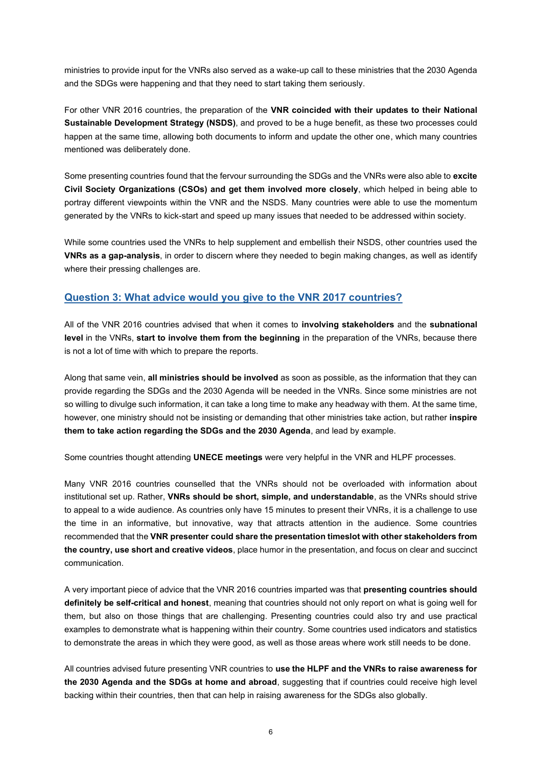ministries to provide input for the VNRs also served as a wake-up call to these ministries that the 2030 Agenda and the SDGs were happening and that they need to start taking them seriously.

For other VNR 2016 countries, the preparation of the **VNR coincided with their updates to their National Sustainable Development Strategy (NSDS)**, and proved to be a huge benefit, as these two processes could happen at the same time, allowing both documents to inform and update the other one, which many countries mentioned was deliberately done.

Some presenting countries found that the fervour surrounding the SDGs and the VNRs were also able to **excite Civil Society Organizations (CSOs) and get them involved more closely**, which helped in being able to portray different viewpoints within the VNR and the NSDS. Many countries were able to use the momentum generated by the VNRs to kick-start and speed up many issues that needed to be addressed within society.

While some countries used the VNRs to help supplement and embellish their NSDS, other countries used the **VNRs as a gap-analysis**, in order to discern where they needed to begin making changes, as well as identify where their pressing challenges are.

## Question 3: What advice would you give to the VNR 2017 countries?

All of the VNR 2016 countries advised that when it comes to **involving stakeholders** and the **subnational level** in the VNRs, **start to involve them from the beginning** in the preparation of the VNRs, because there is not a lot of time with which to prepare the reports.

Along that same vein, **all ministries should be involved** as soon as possible, as the information that they can provide regarding the SDGs and the 2030 Agenda will be needed in the VNRs. Since some ministries are not so willing to divulge such information, it can take a long time to make any headway with them. At the same time, however, one ministry should not be insisting or demanding that other ministries take action, but rather **inspire them to take action regarding the SDGs and the 2030 Agenda**, and lead by example.

Some countries thought attending **UNECE meetings** were very helpful in the VNR and HLPF processes.

Many VNR 2016 countries counselled that the VNRs should not be overloaded with information about institutional set up. Rather, **VNRs should be short, simple, and understandable**, as the VNRs should strive to appeal to a wide audience. As countries only have 15 minutes to present their VNRs, it is a challenge to use the time in an informative, but innovative, way that attracts attention in the audience. Some countries recommended that the **VNR presenter could share the presentation timeslot with other stakeholders from the country, use short and creative videos**, place humor in the presentation, and focus on clear and succinct communication.

A very important piece of advice that the VNR 2016 countries imparted was that **presenting countries should definitely be self-critical and honest**, meaning that countries should not only report on what is going well for them, but also on those things that are challenging. Presenting countries could also try and use practical examples to demonstrate what is happening within their country. Some countries used indicators and statistics to demonstrate the areas in which they were good, as well as those areas where work still needs to be done.

All countries advised future presenting VNR countries to **use the HLPF and the VNRs to raise awareness for the 2030 Agenda and the SDGs at home and abroad**, suggesting that if countries could receive high level backing within their countries, then that can help in raising awareness for the SDGs also globally.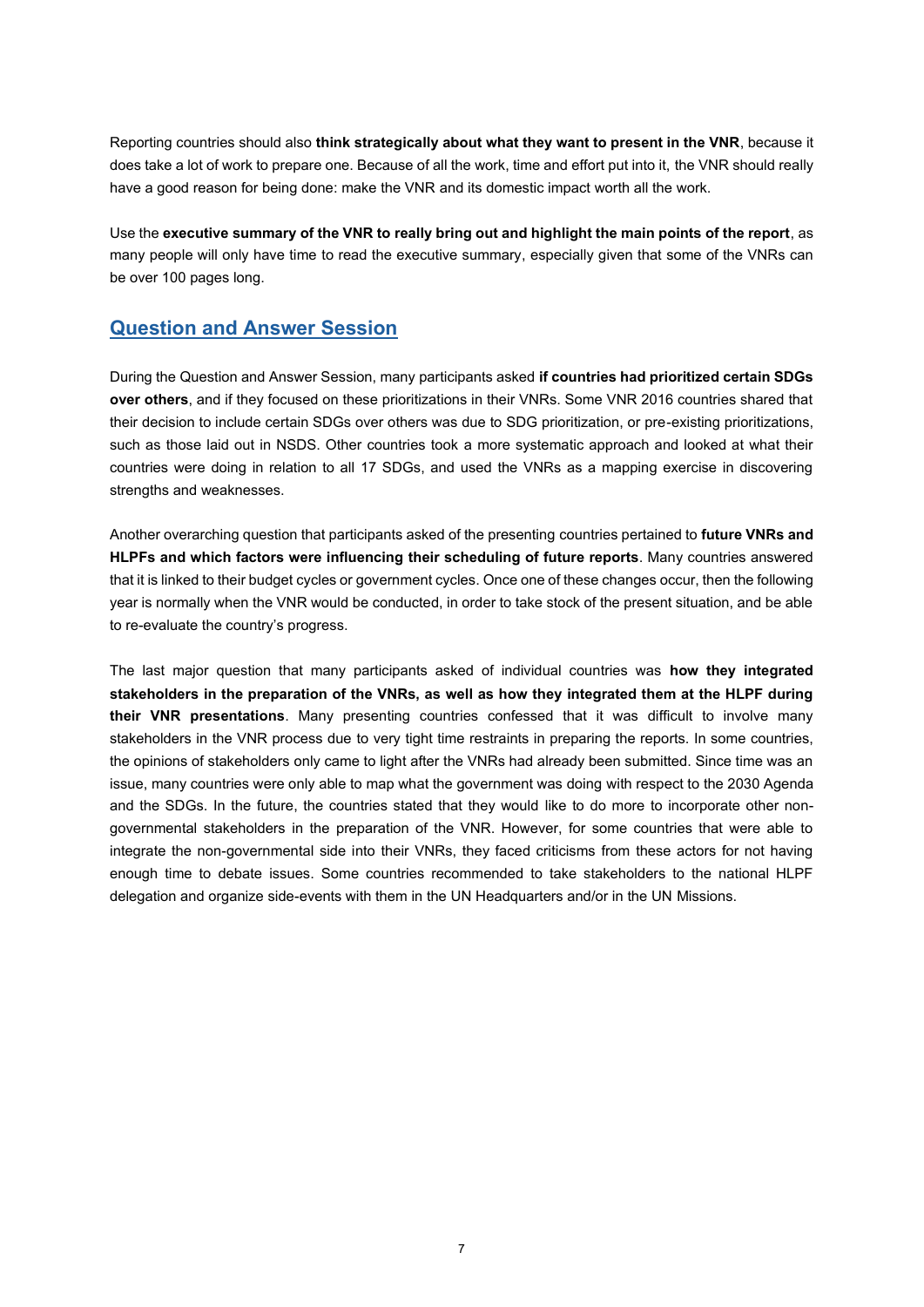Reporting countries should also **think strategically about what they want to present in the VNR**, because it does take a lot of work to prepare one. Because of all the work, time and effort put into it, the VNR should really have a good reason for being done: make the VNR and its domestic impact worth all the work.

Use the **executive summary of the VNR to really bring out and highlight the main points of the report**, as many people will only have time to read the executive summary, especially given that some of the VNRs can be over 100 pages long.

## Question and Answer Session

During the Question and Answer Session, many participants asked **if countries had prioritized certain SDGs over others**, and if they focused on these prioritizations in their VNRs. Some VNR 2016 countries shared that their decision to include certain SDGs over others was due to SDG prioritization, or pre-existing prioritizations, such as those laid out in NSDS. Other countries took a more systematic approach and looked at what their countries were doing in relation to all 17 SDGs, and used the VNRs as a mapping exercise in discovering strengths and weaknesses.

Another overarching question that participants asked of the presenting countries pertained to **future VNRs and HLPFs and which factors were influencing their scheduling of future reports**. Many countries answered that it is linked to their budget cycles or government cycles. Once one of these changes occur, then the following year is normally when the VNR would be conducted, in order to take stock of the present situation, and be able to re-evaluate the country's progress.

The last major question that many participants asked of individual countries was **how they integrated stakeholders in the preparation of the VNRs, as well as how they integrated them at the HLPF during their VNR presentations**. Many presenting countries confessed that it was difficult to involve many stakeholders in the VNR process due to very tight time restraints in preparing the reports. In some countries, the opinions of stakeholders only came to light after the VNRs had already been submitted. Since time was an issue, many countries were only able to map what the government was doing with respect to the 2030 Agenda and the SDGs. In the future, the countries stated that they would like to do more to incorporate other non-governmental stakeholders in the preparation of the VNR. However, for some countries that were able to integrate the non-governmental side into their VNRs, they faced criticisms from these actors for not having enough time to debate issues. Some countries recommended to take stakeholders to the national HLPF delegation and organize side-events with them in the UN Headquarters and/or in the UN Missions.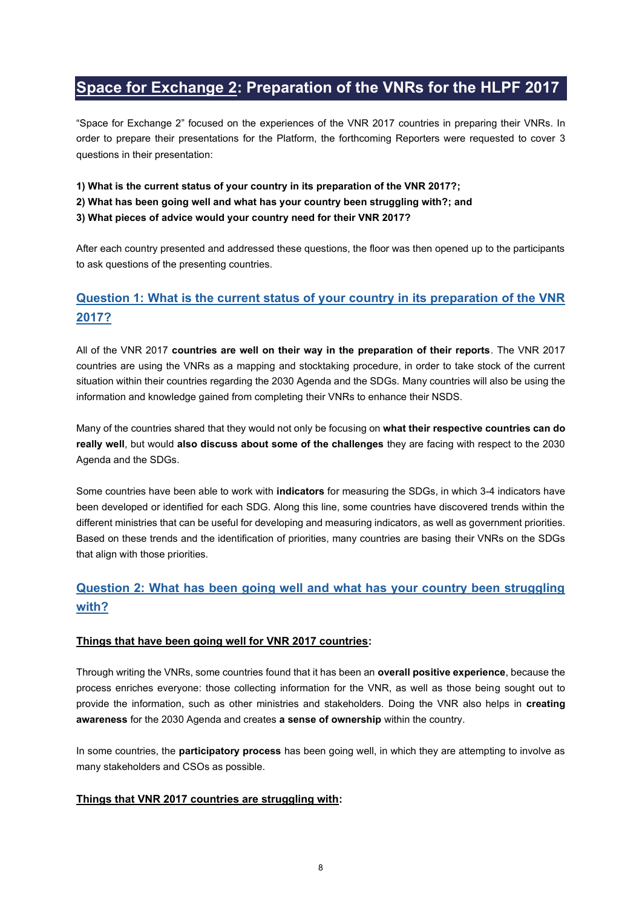# Space for Exchange 2: Preparation of the VNRs for the HLPF 2017

"Space for Exchange 2" focused on the experiences of the VNR 2017 countries in preparing their VNRs. In order to prepare their presentations for the Platform, the forthcoming Reporters were requested to cover 3 questions in their presentation:

**1) What is the current status of your country in its preparation of the VNR 2017?;**
**2) What has been going well and what has your country been struggling with?; and**
**3) What pieces of advice would your country need for their VNR 2017?**

After each country presented and addressed these questions, the floor was then opened up to the participants to ask questions of the presenting countries.

## Question 1: What is the current status of your country in its preparation of the VNR 2017?

All of the VNR 2017 **countries are well on their way in the preparation of their reports**. The VNR 2017 countries are using the VNRs as a mapping and stocktaking procedure, in order to take stock of the current situation within their countries regarding the 2030 Agenda and the SDGs. Many countries will also be using the information and knowledge gained from completing their VNRs to enhance their NSDS.

Many of the countries shared that they would not only be focusing on **what their respective countries can do really well**, but would **also discuss about some of the challenges** they are facing with respect to the 2030 Agenda and the SDGs.

Some countries have been able to work with **indicators** for measuring the SDGs, in which 3-4 indicators have been developed or identified for each SDG. Along this line, some countries have discovered trends within the different ministries that can be useful for developing and measuring indicators, as well as government priorities. Based on these trends and the identification of priorities, many countries are basing their VNRs on the SDGs that align with those priorities.

## Question 2: What has been going well and what has your country been struggling with?

### Things that have been going well for VNR 2017 countries:

Through writing the VNRs, some countries found that it has been an **overall positive experience**, because the process enriches everyone: those collecting information for the VNR, as well as those being sought out to provide the information, such as other ministries and stakeholders. Doing the VNR also helps in **creating awareness** for the 2030 Agenda and creates **a sense of ownership** within the country.

In some countries, the **participatory process** has been going well, in which they are attempting to involve as many stakeholders and CSOs as possible.

### Things that VNR 2017 countries are struggling with: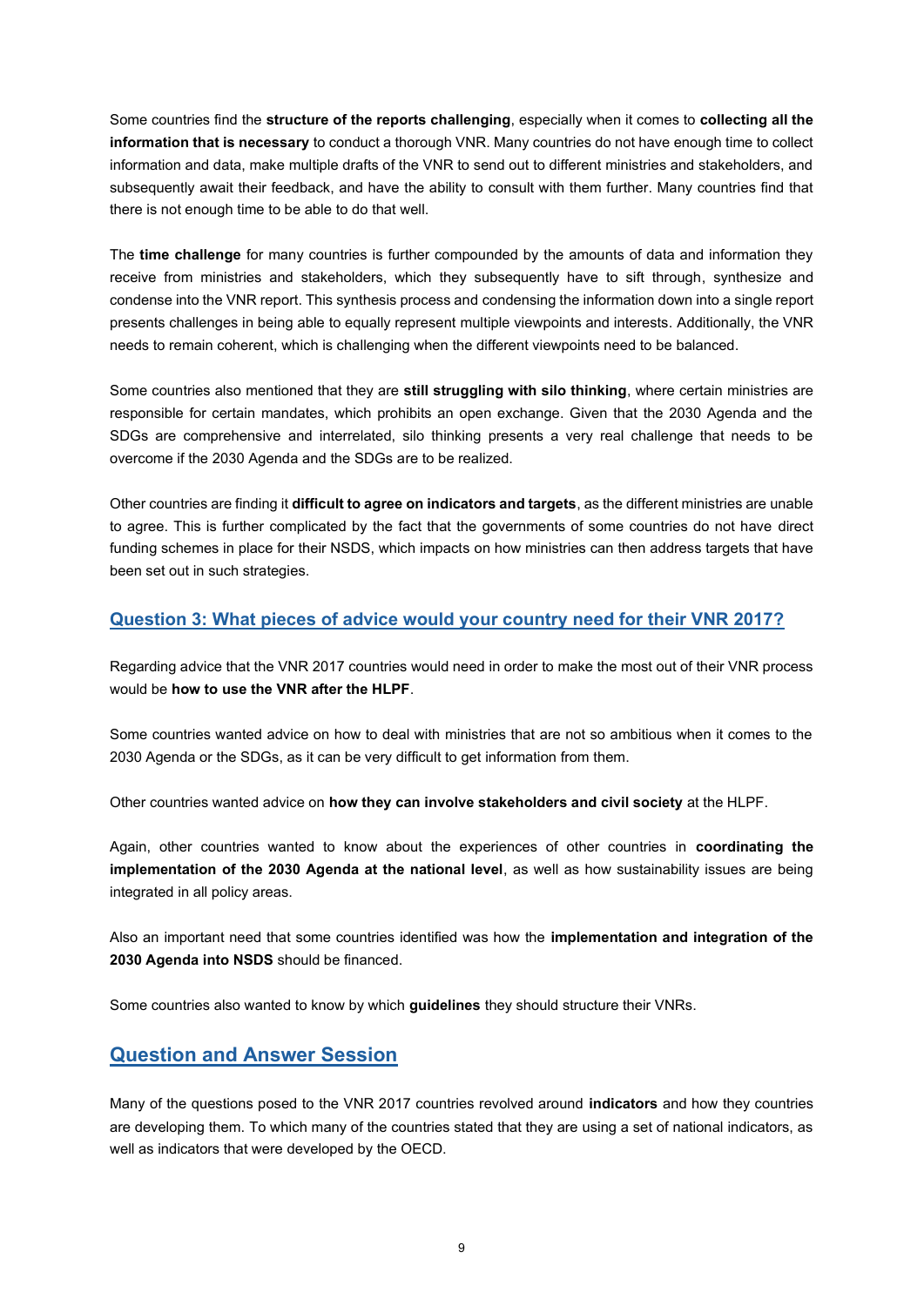Some countries find the **structure of the reports challenging**, especially when it comes to **collecting all the information that is necessary** to conduct a thorough VNR. Many countries do not have enough time to collect information and data, make multiple drafts of the VNR to send out to different ministries and stakeholders, and subsequently await their feedback, and have the ability to consult with them further. Many countries find that there is not enough time to be able to do that well.

The **time challenge** for many countries is further compounded by the amounts of data and information they receive from ministries and stakeholders, which they subsequently have to sift through, synthesize and condense into the VNR report. This synthesis process and condensing the information down into a single report presents challenges in being able to equally represent multiple viewpoints and interests. Additionally, the VNR needs to remain coherent, which is challenging when the different viewpoints need to be balanced.

Some countries also mentioned that they are **still struggling with silo thinking**, where certain ministries are responsible for certain mandates, which prohibits an open exchange. Given that the 2030 Agenda and the SDGs are comprehensive and interrelated, silo thinking presents a very real challenge that needs to be overcome if the 2030 Agenda and the SDGs are to be realized.

Other countries are finding it **difficult to agree on indicators and targets**, as the different ministries are unable to agree. This is further complicated by the fact that the governments of some countries do not have direct funding schemes in place for their NSDS, which impacts on how ministries can then address targets that have been set out in such strategies.

### Question 3: What pieces of advice would your country need for their VNR 2017?

Regarding advice that the VNR 2017 countries would need in order to make the most out of their VNR process would be **how to use the VNR after the HLPF**.

Some countries wanted advice on how to deal with ministries that are not so ambitious when it comes to the 2030 Agenda or the SDGs, as it can be very difficult to get information from them.

Other countries wanted advice on **how they can involve stakeholders and civil society** at the HLPF.

Again, other countries wanted to know about the experiences of other countries in **coordinating the implementation of the 2030 Agenda at the national level**, as well as how sustainability issues are being integrated in all policy areas.

Also an important need that some countries identified was how the **implementation and integration of the 2030 Agenda into NSDS** should be financed.

Some countries also wanted to know by which **guidelines** they should structure their VNRs.

## Question and Answer Session

Many of the questions posed to the VNR 2017 countries revolved around **indicators** and how they countries are developing them. To which many of the countries stated that they are using a set of national indicators, as well as indicators that were developed by the OECD.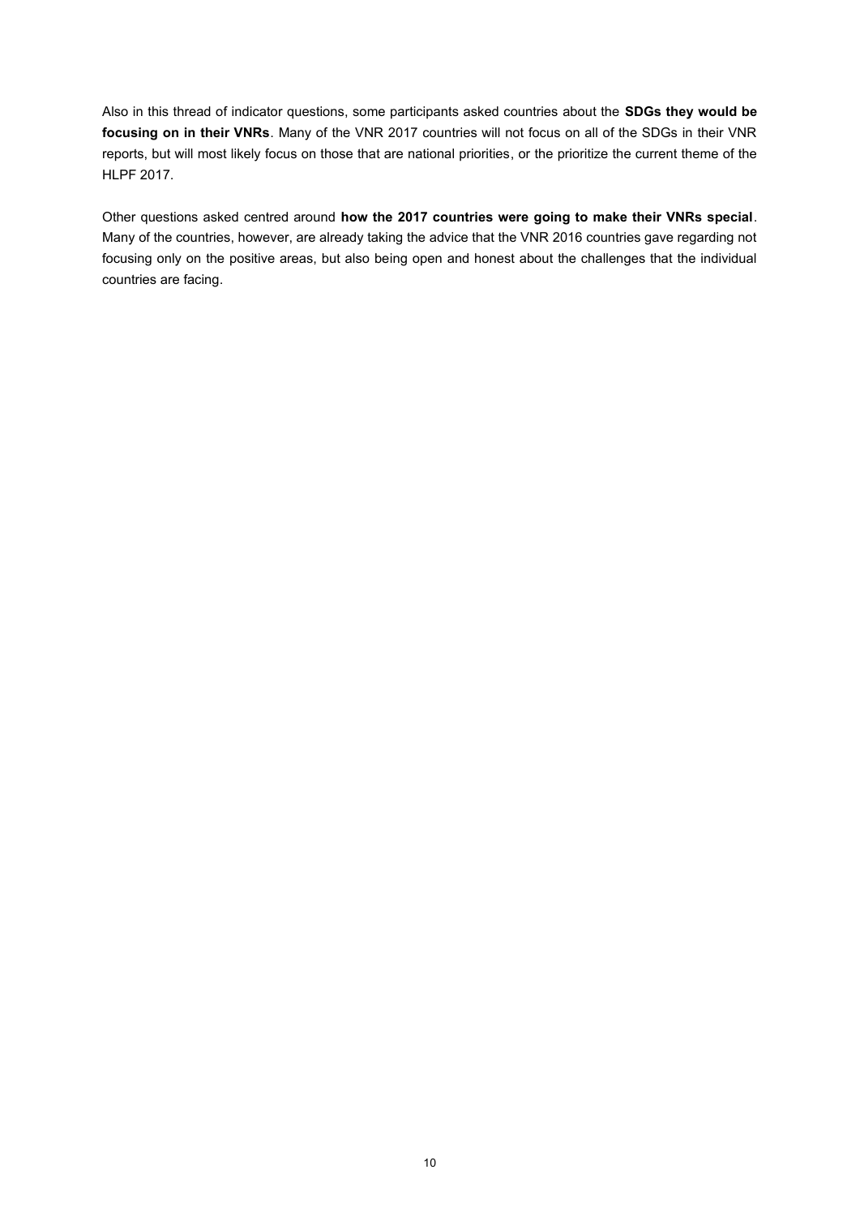Also in this thread of indicator questions, some participants asked countries about the **SDGs they would be focusing on in their VNRs**. Many of the VNR 2017 countries will not focus on all of the SDGs in their VNR reports, but will most likely focus on those that are national priorities, or the prioritize the current theme of the HLPF 2017.

Other questions asked centred around **how the 2017 countries were going to make their VNRs special**. Many of the countries, however, are already taking the advice that the VNR 2016 countries gave regarding not focusing only on the positive areas, but also being open and honest about the challenges that the individual countries are facing.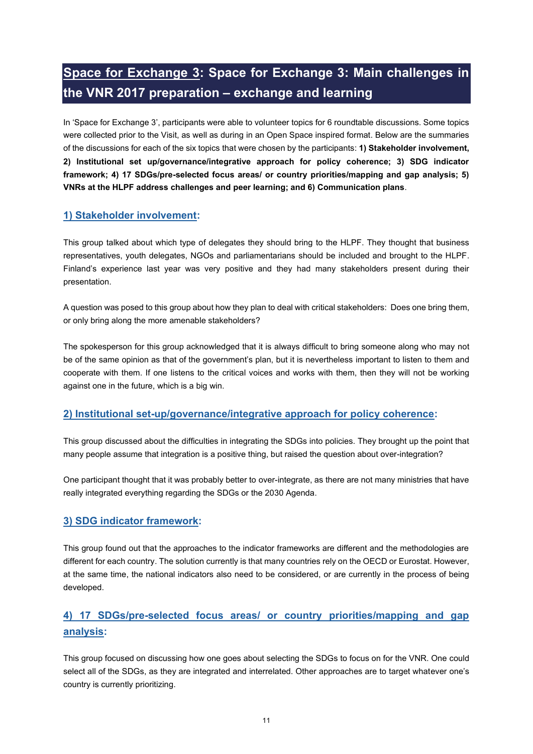## Space for Exchange 3: Space for Exchange 3: Main challenges in the VNR 2017 preparation – exchange and learning

In 'Space for Exchange 3', participants were able to volunteer topics for 6 roundtable discussions. Some topics were collected prior to the Visit, as well as during in an Open Space inspired format. Below are the summaries of the discussions for each of the six topics that were chosen by the participants: **1) Stakeholder involvement, 2) Institutional set up/governance/integrative approach for policy coherence; 3) SDG indicator framework; 4) 17 SDGs/pre-selected focus areas/ or country priorities/mapping and gap analysis; 5) VNRs at the HLPF address challenges and peer learning; and 6) Communication plans**.

### 1) Stakeholder involvement:

This group talked about which type of delegates they should bring to the HLPF. They thought that business representatives, youth delegates, NGOs and parliamentarians should be included and brought to the HLPF. Finland's experience last year was very positive and they had many stakeholders present during their presentation.

A question was posed to this group about how they plan to deal with critical stakeholders: Does one bring them, or only bring along the more amenable stakeholders?

The spokesperson for this group acknowledged that it is always difficult to bring someone along who may not be of the same opinion as that of the government's plan, but it is nevertheless important to listen to them and cooperate with them. If one listens to the critical voices and works with them, then they will not be working against one in the future, which is a big win.

### 2) Institutional set-up/governance/integrative approach for policy coherence:

This group discussed about the difficulties in integrating the SDGs into policies. They brought up the point that many people assume that integration is a positive thing, but raised the question about over-integration?

One participant thought that it was probably better to over-integrate, as there are not many ministries that have really integrated everything regarding the SDGs or the 2030 Agenda.

### 3) SDG indicator framework:

This group found out that the approaches to the indicator frameworks are different and the methodologies are different for each country. The solution currently is that many countries rely on the OECD or Eurostat. However, at the same time, the national indicators also need to be considered, or are currently in the process of being developed.

### 4) 17 SDGs/pre-selected focus areas/ or country priorities/mapping and gap analysis:

This group focused on discussing how one goes about selecting the SDGs to focus on for the VNR. One could select all of the SDGs, as they are integrated and interrelated. Other approaches are to target whatever one's country is currently prioritizing.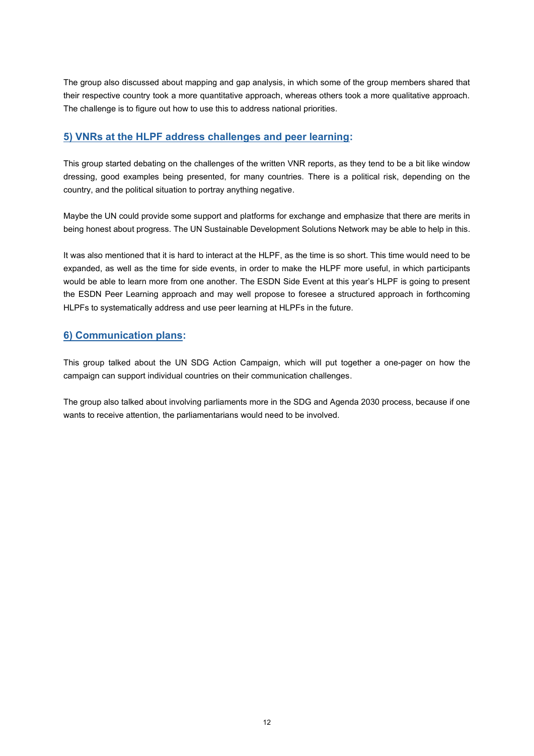The group also discussed about mapping and gap analysis, in which some of the group members shared that their respective country took a more quantitative approach, whereas others took a more qualitative approach. The challenge is to figure out how to use this to address national priorities.

### 5) VNRs at the HLPF address challenges and peer learning:

This group started debating on the challenges of the written VNR reports, as they tend to be a bit like window dressing, good examples being presented, for many countries. There is a political risk, depending on the country, and the political situation to portray anything negative.

Maybe the UN could provide some support and platforms for exchange and emphasize that there are merits in being honest about progress. The UN Sustainable Development Solutions Network may be able to help in this.

It was also mentioned that it is hard to interact at the HLPF, as the time is so short. This time would need to be expanded, as well as the time for side events, in order to make the HLPF more useful, in which participants would be able to learn more from one another. The ESDN Side Event at this year's HLPF is going to present the ESDN Peer Learning approach and may well propose to foresee a structured approach in forthcoming HLPFs to systematically address and use peer learning at HLPFs in the future.

### 6) Communication plans:

This group talked about the UN SDG Action Campaign, which will put together a one-pager on how the campaign can support individual countries on their communication challenges.

The group also talked about involving parliaments more in the SDG and Agenda 2030 process, because if one wants to receive attention, the parliamentarians would need to be involved.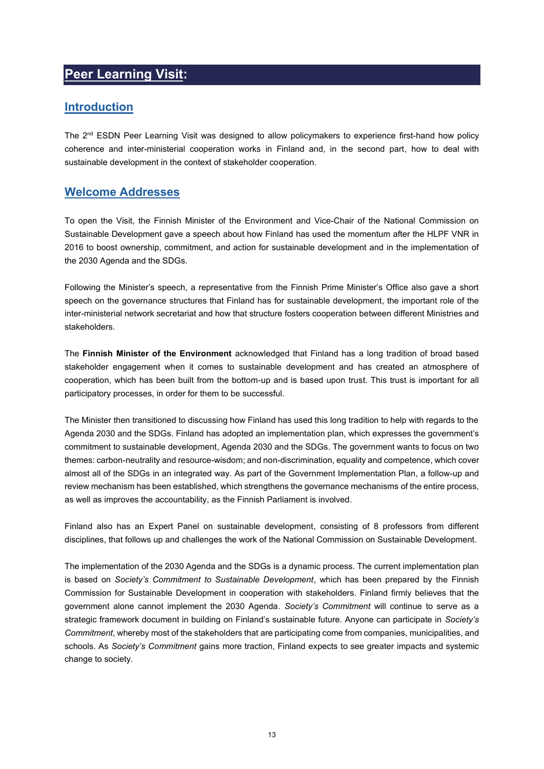# Peer Learning Visit:

## Introduction

The 2nd ESDN Peer Learning Visit was designed to allow policymakers to experience first-hand how policy coherence and inter-ministerial cooperation works in Finland and, in the second part, how to deal with sustainable development in the context of stakeholder cooperation.

## Welcome Addresses

To open the Visit, the Finnish Minister of the Environment and Vice-Chair of the National Commission on Sustainable Development gave a speech about how Finland has used the momentum after the HLPF VNR in 2016 to boost ownership, commitment, and action for sustainable development and in the implementation of the 2030 Agenda and the SDGs.

Following the Minister's speech, a representative from the Finnish Prime Minister's Office also gave a short speech on the governance structures that Finland has for sustainable development, the important role of the inter-ministerial network secretariat and how that structure fosters cooperation between different Ministries and stakeholders.

The **Finnish Minister of the Environment** acknowledged that Finland has a long tradition of broad based stakeholder engagement when it comes to sustainable development and has created an atmosphere of cooperation, which has been built from the bottom-up and is based upon trust. This trust is important for all participatory processes, in order for them to be successful.

The Minister then transitioned to discussing how Finland has used this long tradition to help with regards to the Agenda 2030 and the SDGs. Finland has adopted an implementation plan, which expresses the government's commitment to sustainable development, Agenda 2030 and the SDGs. The government wants to focus on two themes: carbon-neutrality and resource-wisdom; and non-discrimination, equality and competence, which cover almost all of the SDGs in an integrated way. As part of the Government Implementation Plan, a follow-up and review mechanism has been established, which strengthens the governance mechanisms of the entire process, as well as improves the accountability, as the Finnish Parliament is involved.

Finland also has an Expert Panel on sustainable development, consisting of 8 professors from different disciplines, that follows up and challenges the work of the National Commission on Sustainable Development.

The implementation of the 2030 Agenda and the SDGs is a dynamic process. The current implementation plan is based on *Society's Commitment to Sustainable Development*, which has been prepared by the Finnish Commission for Sustainable Development in cooperation with stakeholders. Finland firmly believes that the government alone cannot implement the 2030 Agenda. *Society's Commitment* will continue to serve as a strategic framework document in building on Finland's sustainable future. Anyone can participate in *Society's Commitment*, whereby most of the stakeholders that are participating come from companies, municipalities, and schools. As *Society's Commitment* gains more traction, Finland expects to see greater impacts and systemic change to society.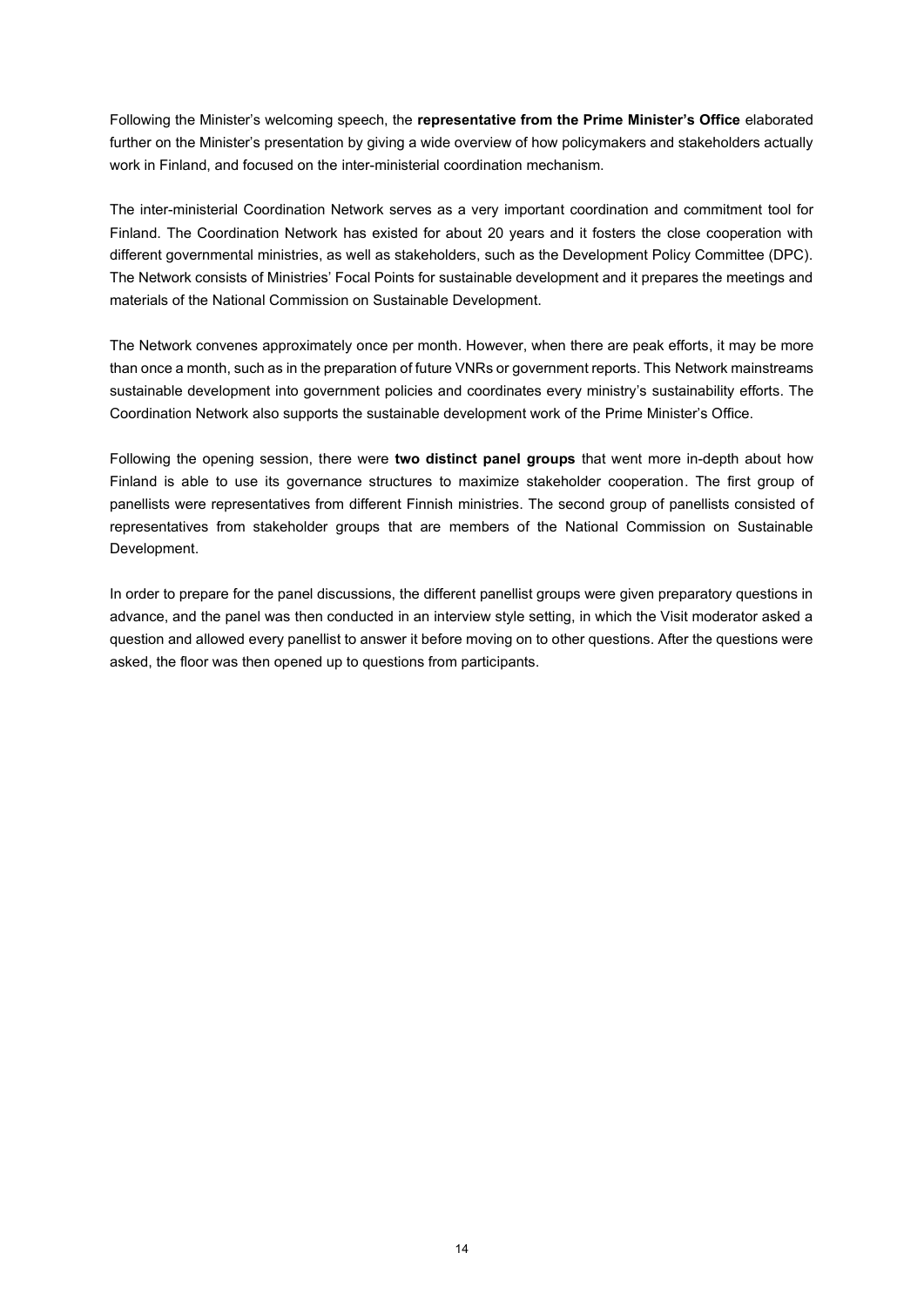Following the Minister's welcoming speech, the **representative from the Prime Minister's Office** elaborated further on the Minister's presentation by giving a wide overview of how policymakers and stakeholders actually work in Finland, and focused on the inter-ministerial coordination mechanism.

The inter-ministerial Coordination Network serves as a very important coordination and commitment tool for Finland. The Coordination Network has existed for about 20 years and it fosters the close cooperation with different governmental ministries, as well as stakeholders, such as the Development Policy Committee (DPC). The Network consists of Ministries' Focal Points for sustainable development and it prepares the meetings and materials of the National Commission on Sustainable Development.

The Network convenes approximately once per month. However, when there are peak efforts, it may be more than once a month, such as in the preparation of future VNRs or government reports. This Network mainstreams sustainable development into government policies and coordinates every ministry's sustainability efforts. The Coordination Network also supports the sustainable development work of the Prime Minister's Office.

Following the opening session, there were **two distinct panel groups** that went more in-depth about how Finland is able to use its governance structures to maximize stakeholder cooperation. The first group of panellists were representatives from different Finnish ministries. The second group of panellists consisted of representatives from stakeholder groups that are members of the National Commission on Sustainable Development.

In order to prepare for the panel discussions, the different panellist groups were given preparatory questions in advance, and the panel was then conducted in an interview style setting, in which the Visit moderator asked a question and allowed every panellist to answer it before moving on to other questions. After the questions were asked, the floor was then opened up to questions from participants.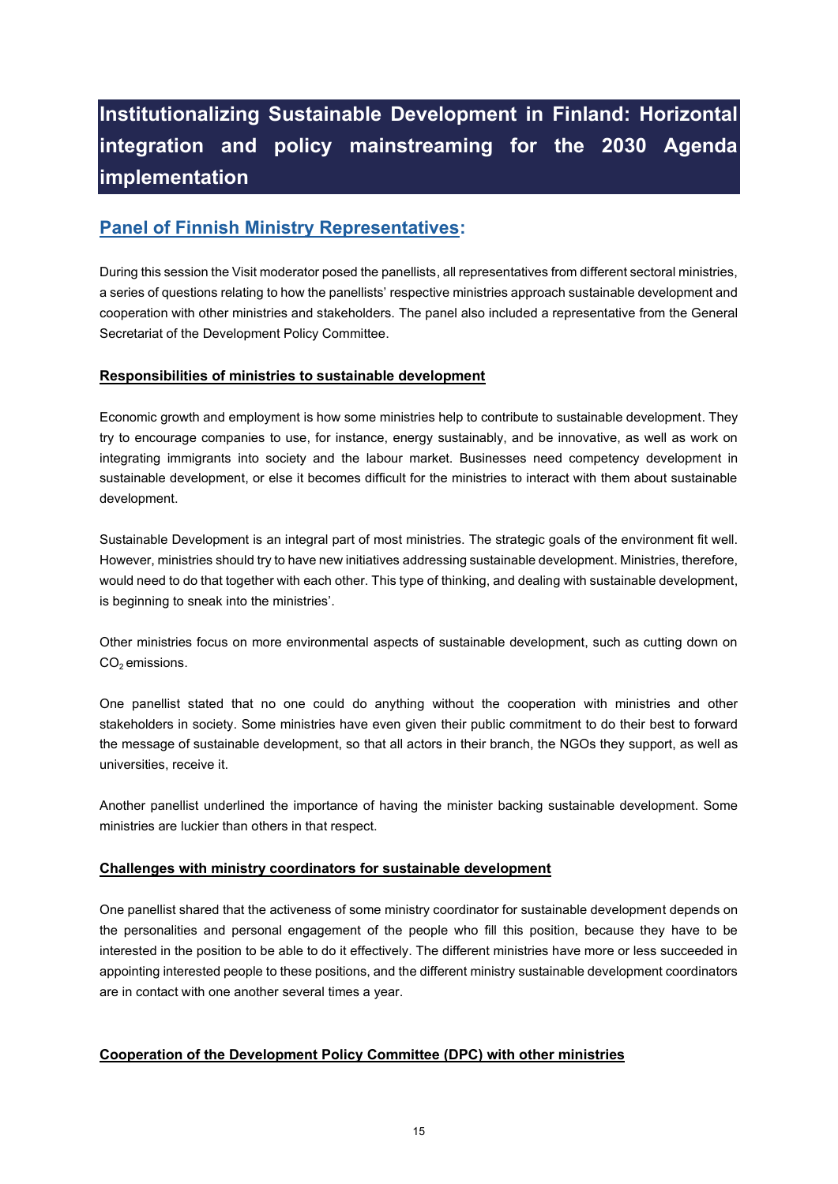# Institutionalizing Sustainable Development in Finland: Horizontal integration and policy mainstreaming for the 2030 Agenda implementation

## Panel of Finnish Ministry Representatives:

During this session the Visit moderator posed the panellists, all representatives from different sectoral ministries, a series of questions relating to how the panellists' respective ministries approach sustainable development and cooperation with other ministries and stakeholders. The panel also included a representative from the General Secretariat of the Development Policy Committee.

### Responsibilities of ministries to sustainable development

Economic growth and employment is how some ministries help to contribute to sustainable development. They try to encourage companies to use, for instance, energy sustainably, and be innovative, as well as work on integrating immigrants into society and the labour market. Businesses need competency development in sustainable development, or else it becomes difficult for the ministries to interact with them about sustainable development.

Sustainable Development is an integral part of most ministries. The strategic goals of the environment fit well. However, ministries should try to have new initiatives addressing sustainable development. Ministries, therefore, would need to do that together with each other. This type of thinking, and dealing with sustainable development, is beginning to sneak into the ministries'.

Other ministries focus on more environmental aspects of sustainable development, such as cutting down on $CO_2$ emissions.

One panellist stated that no one could do anything without the cooperation with ministries and other stakeholders in society. Some ministries have even given their public commitment to do their best to forward the message of sustainable development, so that all actors in their branch, the NGOs they support, as well as universities, receive it.

Another panellist underlined the importance of having the minister backing sustainable development. Some ministries are luckier than others in that respect.

### Challenges with ministry coordinators for sustainable development

One panellist shared that the activeness of some ministry coordinator for sustainable development depends on the personalities and personal engagement of the people who fill this position, because they have to be interested in the position to be able to do it effectively. The different ministries have more or less succeeded in appointing interested people to these positions, and the different ministry sustainable development coordinators are in contact with one another several times a year.

### Cooperation of the Development Policy Committee (DPC) with other ministries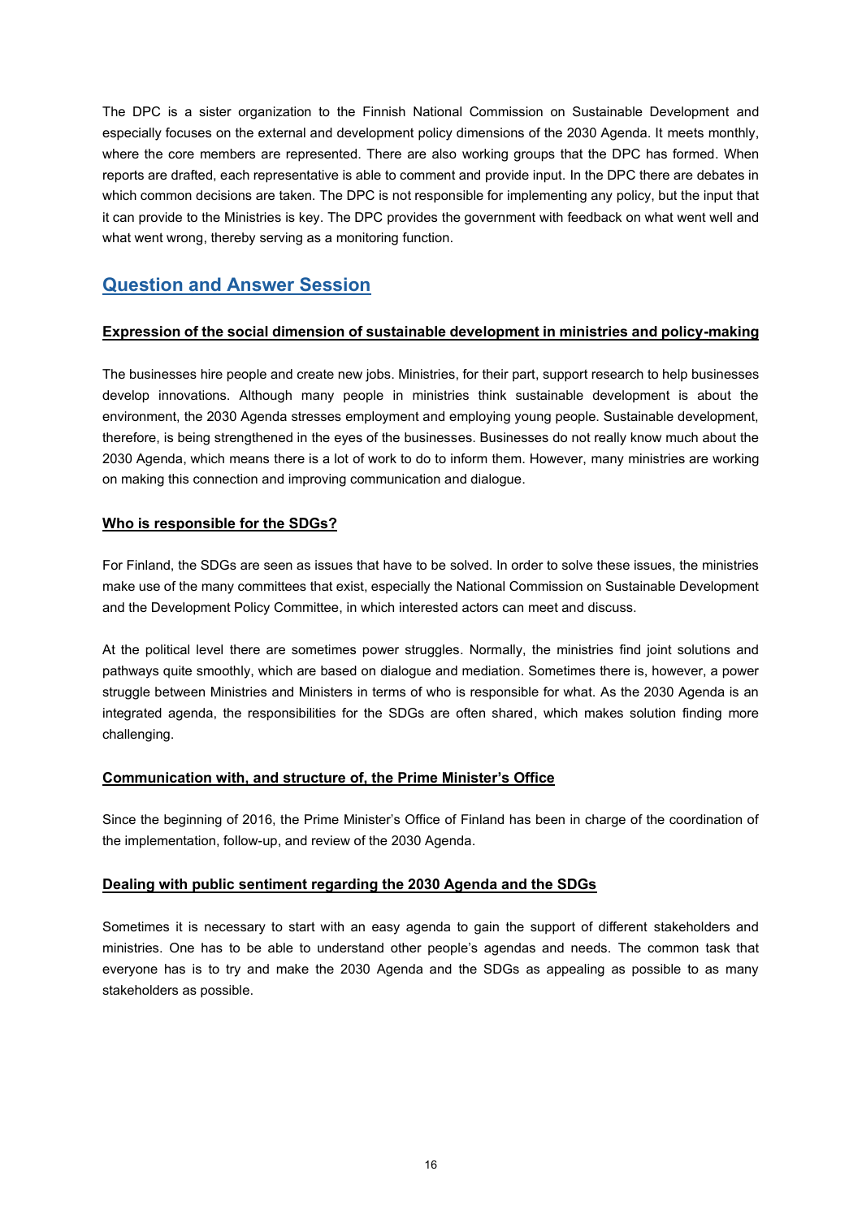The DPC is a sister organization to the Finnish National Commission on Sustainable Development and especially focuses on the external and development policy dimensions of the 2030 Agenda. It meets monthly, where the core members are represented. There are also working groups that the DPC has formed. When reports are drafted, each representative is able to comment and provide input. In the DPC there are debates in which common decisions are taken. The DPC is not responsible for implementing any policy, but the input that it can provide to the Ministries is key. The DPC provides the government with feedback on what went well and what went wrong, thereby serving as a monitoring function.

## Question and Answer Session

### Expression of the social dimension of sustainable development in ministries and policy-making

The businesses hire people and create new jobs. Ministries, for their part, support research to help businesses develop innovations. Although many people in ministries think sustainable development is about the environment, the 2030 Agenda stresses employment and employing young people. Sustainable development, therefore, is being strengthened in the eyes of the businesses. Businesses do not really know much about the 2030 Agenda, which means there is a lot of work to do to inform them. However, many ministries are working on making this connection and improving communication and dialogue.

### Who is responsible for the SDGs?

For Finland, the SDGs are seen as issues that have to be solved. In order to solve these issues, the ministries make use of the many committees that exist, especially the National Commission on Sustainable Development and the Development Policy Committee, in which interested actors can meet and discuss.

At the political level there are sometimes power struggles. Normally, the ministries find joint solutions and pathways quite smoothly, which are based on dialogue and mediation. Sometimes there is, however, a power struggle between Ministries and Ministers in terms of who is responsible for what. As the 2030 Agenda is an integrated agenda, the responsibilities for the SDGs are often shared, which makes solution finding more challenging.

### Communication with, and structure of, the Prime Minister's Office

Since the beginning of 2016, the Prime Minister's Office of Finland has been in charge of the coordination of the implementation, follow-up, and review of the 2030 Agenda.

### Dealing with public sentiment regarding the 2030 Agenda and the SDGs

Sometimes it is necessary to start with an easy agenda to gain the support of different stakeholders and ministries. One has to be able to understand other people's agendas and needs. The common task that everyone has is to try and make the 2030 Agenda and the SDGs as appealing as possible to as many stakeholders as possible.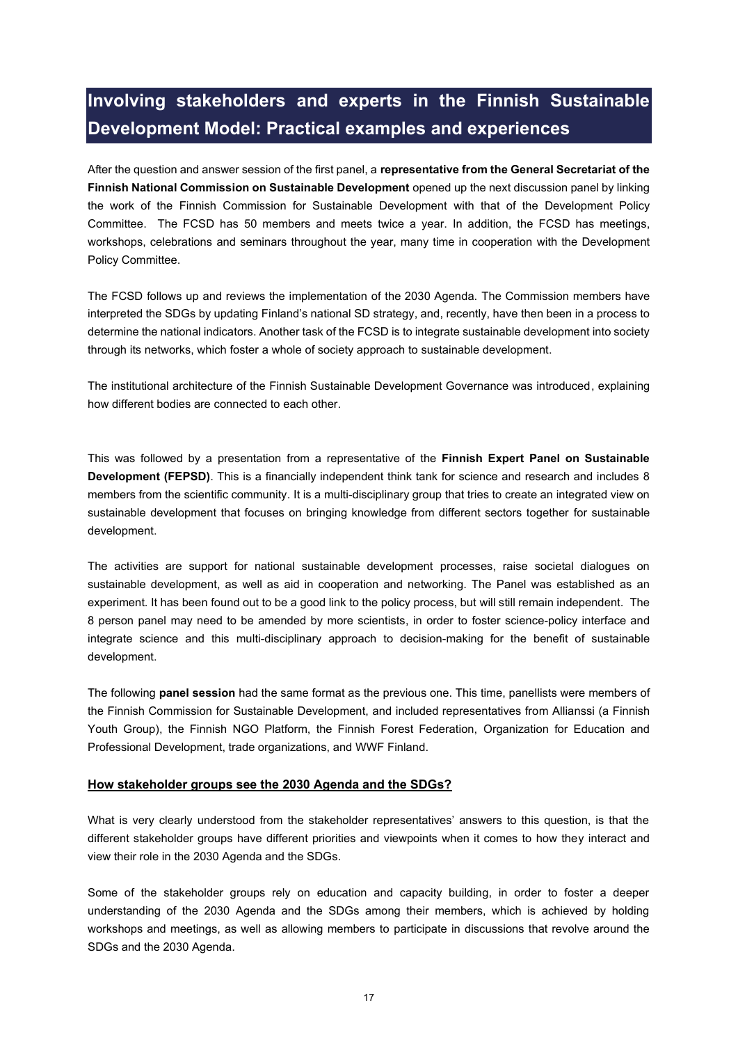# Involving stakeholders and experts in the Finnish Sustainable Development Model: Practical examples and experiences

After the question and answer session of the first panel, a **representative from the General Secretariat of the Finnish National Commission on Sustainable Development** opened up the next discussion panel by linking the work of the Finnish Commission for Sustainable Development with that of the Development Policy Committee. The FCSD has 50 members and meets twice a year. In addition, the FCSD has meetings, workshops, celebrations and seminars throughout the year, many time in cooperation with the Development Policy Committee.

The FCSD follows up and reviews the implementation of the 2030 Agenda. The Commission members have interpreted the SDGs by updating Finland's national SD strategy, and, recently, have then been in a process to determine the national indicators. Another task of the FCSD is to integrate sustainable development into society through its networks, which foster a whole of society approach to sustainable development.

The institutional architecture of the Finnish Sustainable Development Governance was introduced, explaining how different bodies are connected to each other.

This was followed by a presentation from a representative of the **Finnish Expert Panel on Sustainable Development (FEPSD)**. This is a financially independent think tank for science and research and includes 8 members from the scientific community. It is a multi-disciplinary group that tries to create an integrated view on sustainable development that focuses on bringing knowledge from different sectors together for sustainable development.

The activities are support for national sustainable development processes, raise societal dialogues on sustainable development, as well as aid in cooperation and networking. The Panel was established as an experiment. It has been found out to be a good link to the policy process, but will still remain independent. The 8 person panel may need to be amended by more scientists, in order to foster science-policy interface and integrate science and this multi-disciplinary approach to decision-making for the benefit of sustainable development.

The following **panel session** had the same format as the previous one. This time, panellists were members of the Finnish Commission for Sustainable Development, and included representatives from Allianssi (a Finnish Youth Group), the Finnish NGO Platform, the Finnish Forest Federation, Organization for Education and Professional Development, trade organizations, and WWF Finland.

## How stakeholder groups see the 2030 Agenda and the SDGs?

What is very clearly understood from the stakeholder representatives' answers to this question, is that the different stakeholder groups have different priorities and viewpoints when it comes to how they interact and view their role in the 2030 Agenda and the SDGs.

Some of the stakeholder groups rely on education and capacity building, in order to foster a deeper understanding of the 2030 Agenda and the SDGs among their members, which is achieved by holding workshops and meetings, as well as allowing members to participate in discussions that revolve around the SDGs and the 2030 Agenda.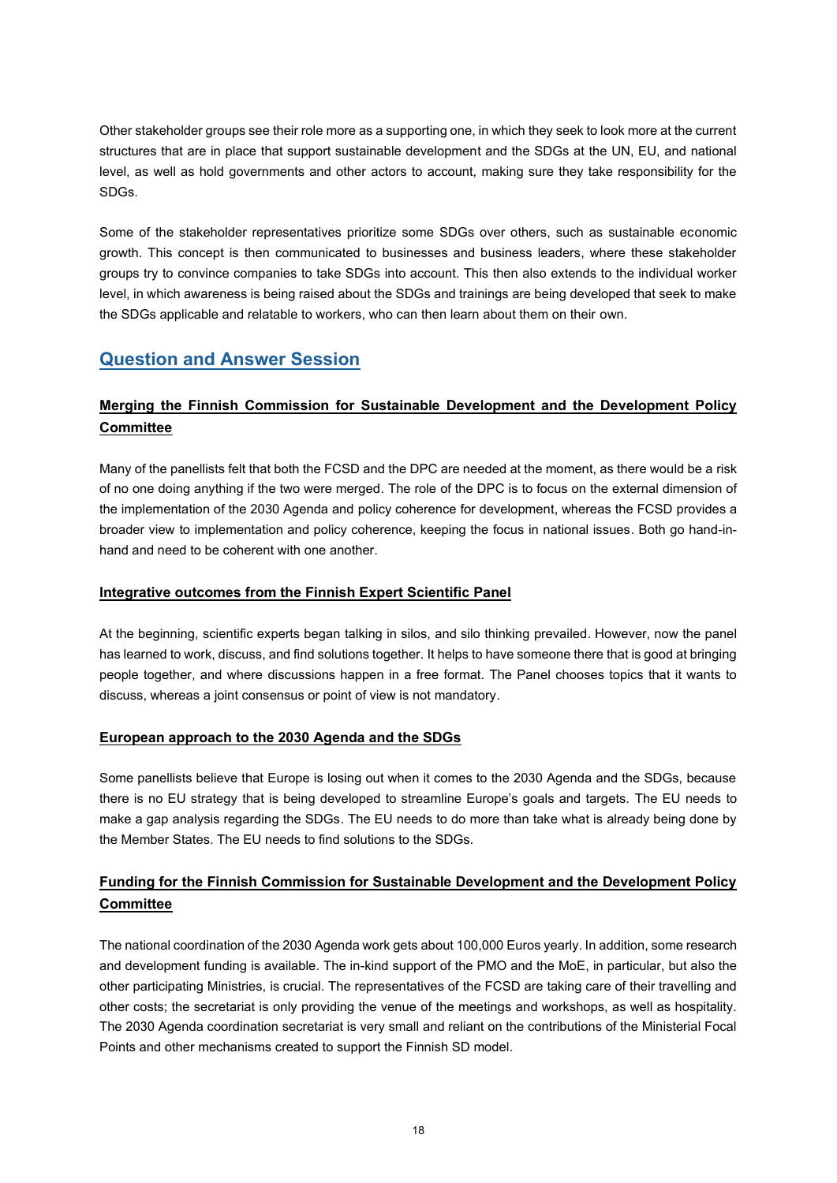Other stakeholder groups see their role more as a supporting one, in which they seek to look more at the current structures that are in place that support sustainable development and the SDGs at the UN, EU, and national level, as well as hold governments and other actors to account, making sure they take responsibility for the SDGs.

Some of the stakeholder representatives prioritize some SDGs over others, such as sustainable economic growth. This concept is then communicated to businesses and business leaders, where these stakeholder groups try to convince companies to take SDGs into account. This then also extends to the individual worker level, in which awareness is being raised about the SDGs and trainings are being developed that seek to make the SDGs applicable and relatable to workers, who can then learn about them on their own.

## Question and Answer Session

### Merging the Finnish Commission for Sustainable Development and the Development Policy Committee

Many of the panellists felt that both the FCSD and the DPC are needed at the moment, as there would be a risk of no one doing anything if the two were merged. The role of the DPC is to focus on the external dimension of the implementation of the 2030 Agenda and policy coherence for development, whereas the FCSD provides a broader view to implementation and policy coherence, keeping the focus in national issues. Both go hand-in-hand and need to be coherent with one another.

### Integrative outcomes from the Finnish Expert Scientific Panel

At the beginning, scientific experts began talking in silos, and silo thinking prevailed. However, now the panel has learned to work, discuss, and find solutions together. It helps to have someone there that is good at bringing people together, and where discussions happen in a free format. The Panel chooses topics that it wants to discuss, whereas a joint consensus or point of view is not mandatory.

### European approach to the 2030 Agenda and the SDGs

Some panellists believe that Europe is losing out when it comes to the 2030 Agenda and the SDGs, because there is no EU strategy that is being developed to streamline Europe's goals and targets. The EU needs to make a gap analysis regarding the SDGs. The EU needs to do more than take what is already being done by the Member States. The EU needs to find solutions to the SDGs.

### Funding for the Finnish Commission for Sustainable Development and the Development Policy Committee

The national coordination of the 2030 Agenda work gets about 100,000 Euros yearly. In addition, some research and development funding is available. The in-kind support of the PMO and the MoE, in particular, but also the other participating Ministries, is crucial. The representatives of the FCSD are taking care of their travelling and other costs; the secretariat is only providing the venue of the meetings and workshops, as well as hospitality. The 2030 Agenda coordination secretariat is very small and reliant on the contributions of the Ministerial Focal Points and other mechanisms created to support the Finnish SD model.